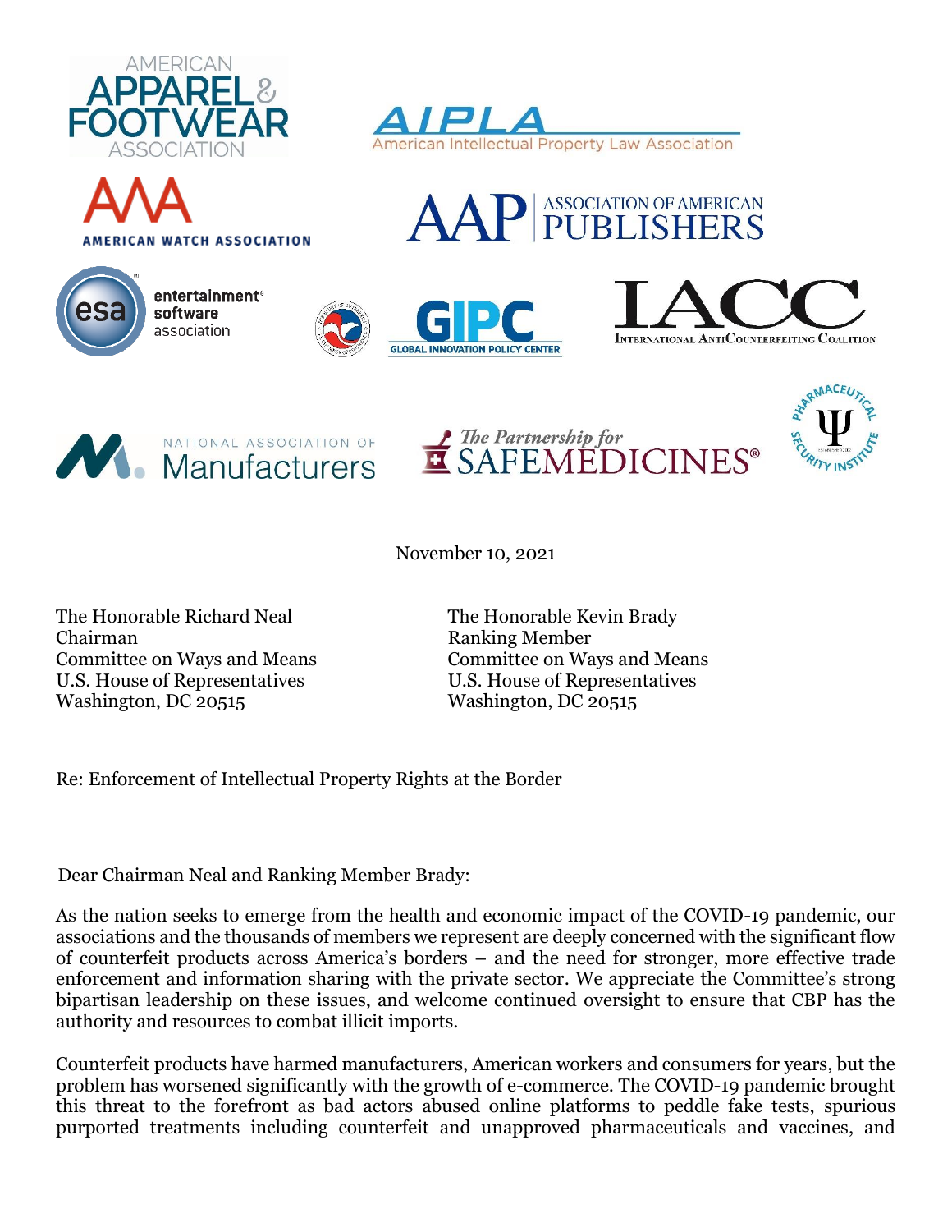AMERICAN APPAREL & FOOTWEAR ASSOCIATION

AIPLA American Intellectual Property Law Association

AWA AMERICAN WATCH ASSOCIATION

AAP ASSOCIATION OF AMERICAN PUBLISHERS

esa entertainment software association

GIPC GLOBAL INNOVATION POLICY CENTER

IACC INTERNATIONAL ANTICOUNTERFEITING COALITION

NATIONAL ASSOCIATION OF Manufacturers

The Partnership for SAFEMEDICINES®

PHARMACEUTICAL SECURITY INSTITUTE

November 10, 2021

The Honorable Richard Neal
Chairman
Committee on Ways and Means
U.S. House of Representatives
Washington, DC 20515

The Honorable Kevin Brady
Ranking Member
Committee on Ways and Means
U.S. House of Representatives
Washington, DC 20515

Re: Enforcement of Intellectual Property Rights at the Border

Dear Chairman Neal and Ranking Member Brady:

As the nation seeks to emerge from the health and economic impact of the COVID-19 pandemic, our associations and the thousands of members we represent are deeply concerned with the significant flow of counterfeit products across America's borders – and the need for stronger, more effective trade enforcement and information sharing with the private sector. We appreciate the Committee's strong bipartisan leadership on these issues, and welcome continued oversight to ensure that CBP has the authority and resources to combat illicit imports.

Counterfeit products have harmed manufacturers, American workers and consumers for years, but the problem has worsened significantly with the growth of e-commerce. The COVID-19 pandemic brought this threat to the forefront as bad actors abused online platforms to peddle fake tests, spurious purported treatments including counterfeit and unapproved pharmaceuticals and vaccines, and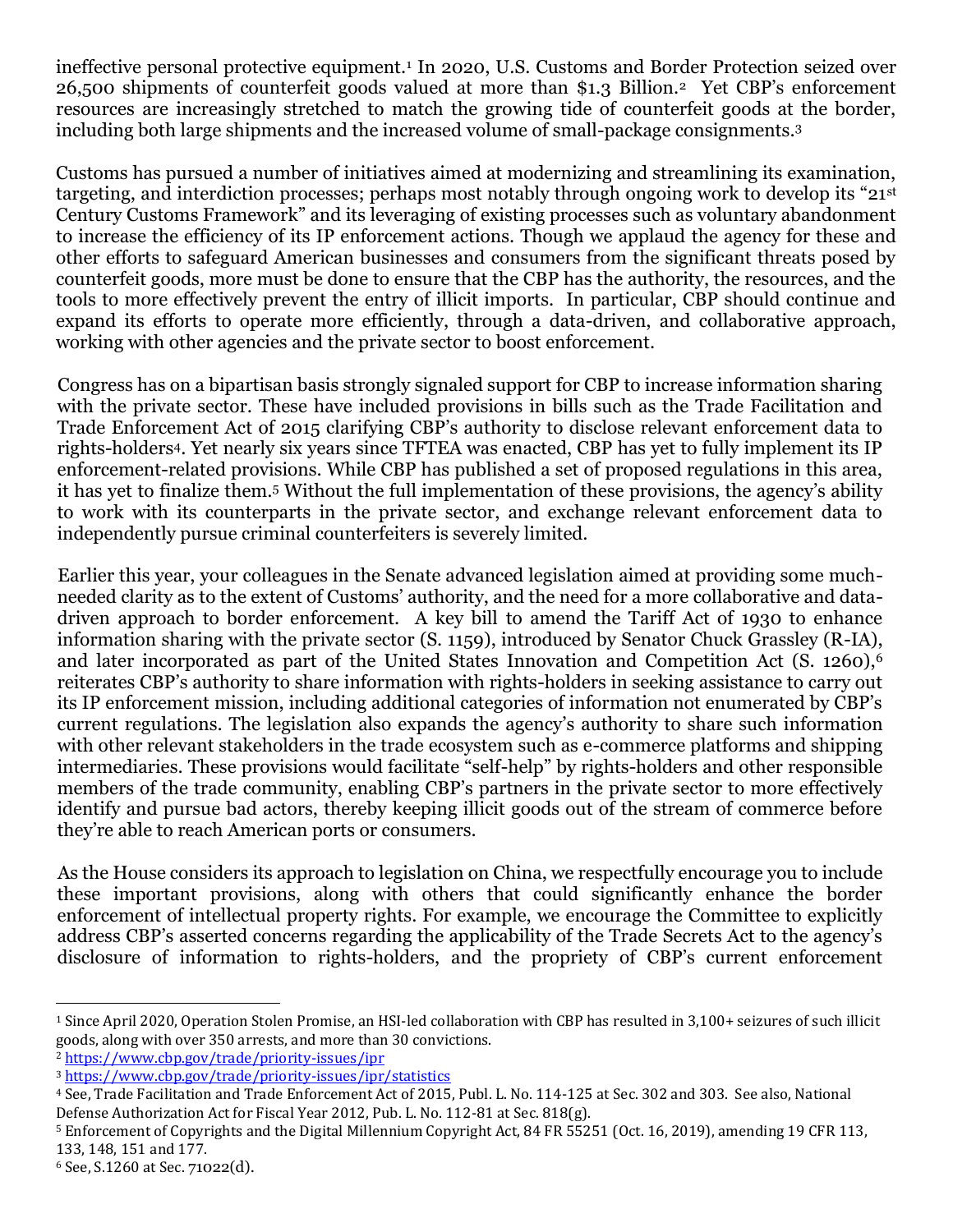ineffective personal protective equipment.[1] In 2020, U.S. Customs and Border Protection seized over 26,500 shipments of counterfeit goods valued at more than $1.3 Billion.[2] Yet CBP's enforcement resources are increasingly stretched to match the growing tide of counterfeit goods at the border, including both large shipments and the increased volume of small-package consignments.[3]

Customs has pursued a number of initiatives aimed at modernizing and streamlining its examination, targeting, and interdiction processes; perhaps most notably through ongoing work to develop its "21st Century Customs Framework" and its leveraging of existing processes such as voluntary abandonment to increase the efficiency of its IP enforcement actions. Though we applaud the agency for these and other efforts to safeguard American businesses and consumers from the significant threats posed by counterfeit goods, more must be done to ensure that the CBP has the authority, the resources, and the tools to more effectively prevent the entry of illicit imports. In particular, CBP should continue and expand its efforts to operate more efficiently, through a data-driven, and collaborative approach, working with other agencies and the private sector to boost enforcement.

Congress has on a bipartisan basis strongly signaled support for CBP to increase information sharing with the private sector. These have included provisions in bills such as the Trade Facilitation and Trade Enforcement Act of 2015 clarifying CBP's authority to disclose relevant enforcement data to rights-holders[4]. Yet nearly six years since TFTEA was enacted, CBP has yet to fully implement its IP enforcement-related provisions. While CBP has published a set of proposed regulations in this area, it has yet to finalize them.[5] Without the full implementation of these provisions, the agency's ability to work with its counterparts in the private sector, and exchange relevant enforcement data to independently pursue criminal counterfeiters is severely limited.

Earlier this year, your colleagues in the Senate advanced legislation aimed at providing some much-needed clarity as to the extent of Customs' authority, and the need for a more collaborative and data-driven approach to border enforcement. A key bill to amend the Tariff Act of 1930 to enhance information sharing with the private sector (S. 1159), introduced by Senator Chuck Grassley (R-IA), and later incorporated as part of the United States Innovation and Competition Act (S. 1260),[6] reiterates CBP's authority to share information with rights-holders in seeking assistance to carry out its IP enforcement mission, including additional categories of information not enumerated by CBP's current regulations. The legislation also expands the agency's authority to share such information with other relevant stakeholders in the trade ecosystem such as e-commerce platforms and shipping intermediaries. These provisions would facilitate "self-help" by rights-holders and other responsible members of the trade community, enabling CBP's partners in the private sector to more effectively identify and pursue bad actors, thereby keeping illicit goods out of the stream of commerce before they're able to reach American ports or consumers.

As the House considers its approach to legislation on China, we respectfully encourage you to include these important provisions, along with others that could significantly enhance the border enforcement of intellectual property rights. For example, we encourage the Committee to explicitly address CBP's asserted concerns regarding the applicability of the Trade Secrets Act to the agency's disclosure of information to rights-holders, and the propriety of CBP's current enforcement

---

[1] Since April 2020, Operation Stolen Promise, an HSI-led collaboration with CBP has resulted in 3,100+ seizures of such illicit goods, along with over 350 arrests, and more than 30 convictions.

[2] https://www.cbp.gov/trade/priority-issues/ipr

[3] https://www.cbp.gov/trade/priority-issues/ipr/statistics

[4] See, Trade Facilitation and Trade Enforcement Act of 2015, Publ. L. No. 114-125 at Sec. 302 and 303. See also, National Defense Authorization Act for Fiscal Year 2012, Pub. L. No. 112-81 at Sec. 818(g).

[5] Enforcement of Copyrights and the Digital Millennium Copyright Act, 84 FR 55251 (Oct. 16, 2019), amending 19 CFR 113, 133, 148, 151 and 177.

[6] See, S.1260 at Sec. 71022(d).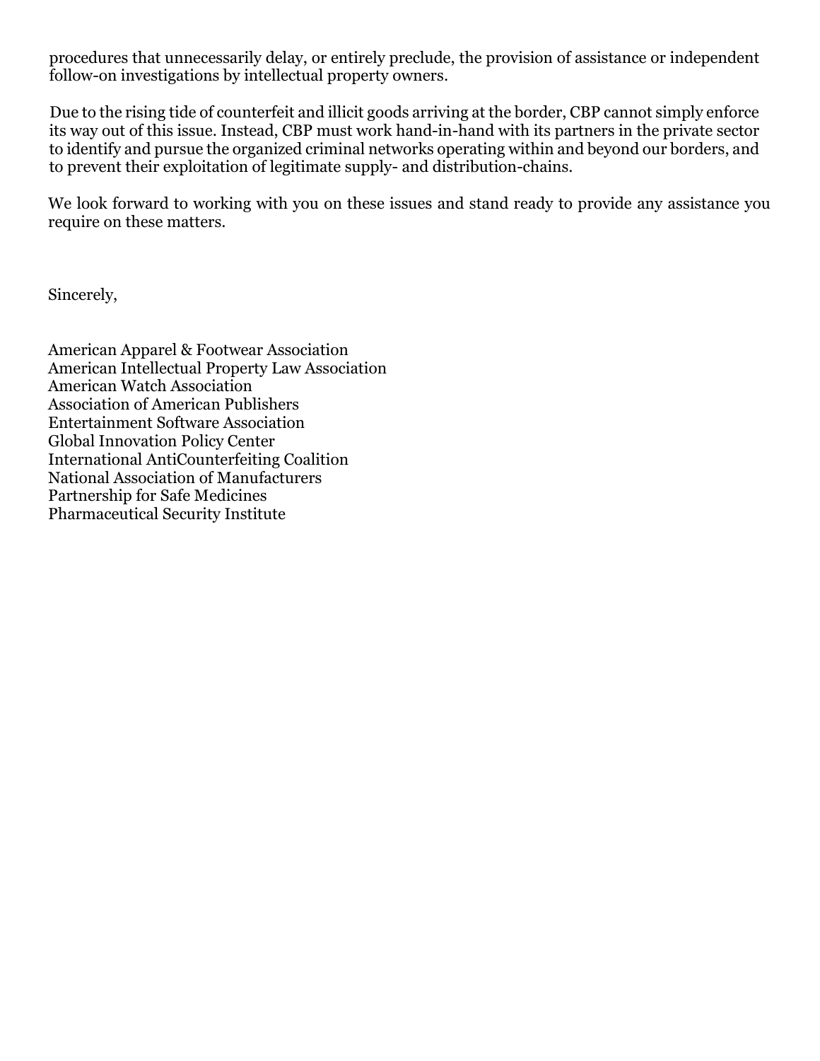procedures that unnecessarily delay, or entirely preclude, the provision of assistance or independent follow-on investigations by intellectual property owners.

Due to the rising tide of counterfeit and illicit goods arriving at the border, CBP cannot simply enforce its way out of this issue. Instead, CBP must work hand-in-hand with its partners in the private sector to identify and pursue the organized criminal networks operating within and beyond our borders, and to prevent their exploitation of legitimate supply- and distribution-chains.

We look forward to working with you on these issues and stand ready to provide any assistance you require on these matters.

Sincerely,

American Apparel & Footwear Association
American Intellectual Property Law Association
American Watch Association
Association of American Publishers
Entertainment Software Association
Global Innovation Policy Center
International AntiCounterfeiting Coalition
National Association of Manufacturers
Partnership for Safe Medicines
Pharmaceutical Security Institute